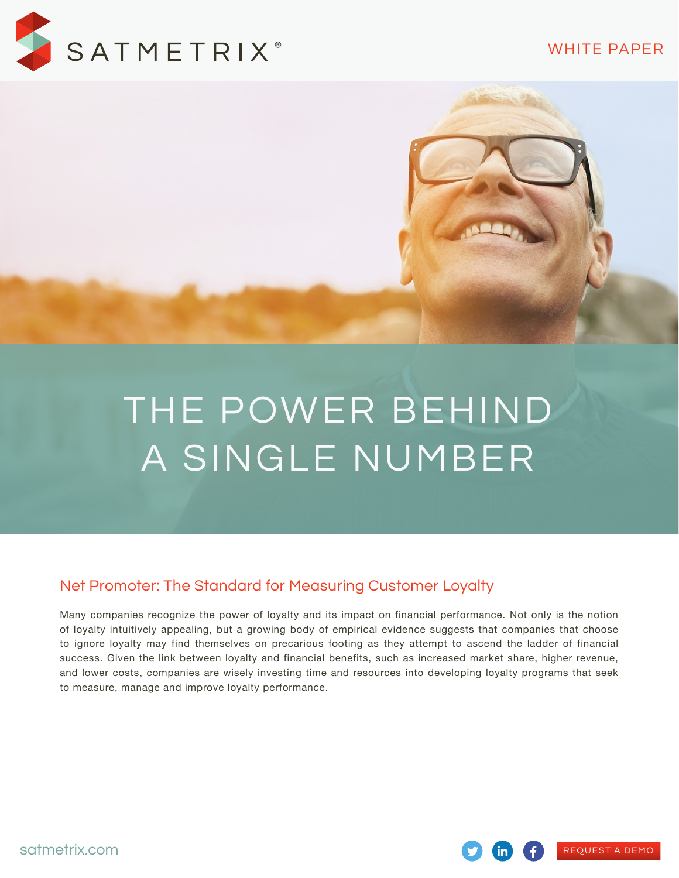SATMETRIX®

WHITE PAPER

# THE POWER BEHIND A SINGLE NUMBER

## Net Promoter: The Standard for Measuring Customer Loyalty

Many companies recognize the power of loyalty and its impact on financial performance. Not only is the notion of loyalty intuitively appealing, but a growing body of empirical evidence suggests that companies that choose to ignore loyalty may find themselves on precarious footing as they attempt to ascend the ladder of financial success. Given the link between loyalty and financial benefits, such as increased market share, higher revenue, and lower costs, companies are wisely investing time and resources into developing loyalty programs that seek to measure, manage and improve loyalty performance.

satmetrix.com

REQUEST A DEMO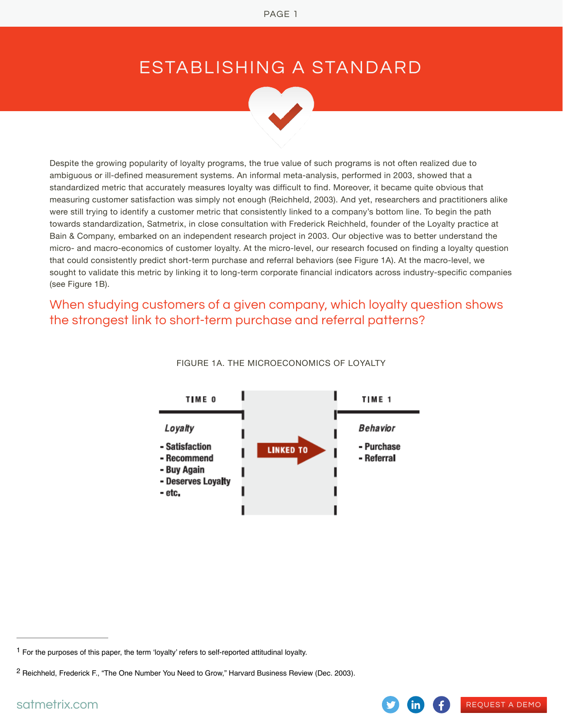# ESTABLISHING A STANDARD

Despite the growing popularity of loyalty programs, the true value of such programs is not often realized due to ambiguous or ill-defined measurement systems. An informal meta-analysis, performed in 2003, showed that a standardized metric that accurately measures loyalty was difficult to find. Moreover, it became quite obvious that measuring customer satisfaction was simply not enough (Reichheld, 2003). And yet, researchers and practitioners alike were still trying to identify a customer metric that consistently linked to a company's bottom line. To begin the path towards standardization, Satmetrix, in close consultation with Frederick Reichheld, founder of the Loyalty practice at Bain & Company, embarked on an independent research project in 2003. Our objective was to better understand the micro- and macro-economics of customer loyalty. At the micro-level, our research focused on finding a loyalty question that could consistently predict short-term purchase and referral behaviors (see Figure 1A). At the macro-level, we sought to validate this metric by linking it to long-term corporate financial indicators across industry-specific companies (see Figure 1B).

## When studying customers of a given company, which loyalty question shows the strongest link to short-term purchase and referral patterns?

FIGURE 1A. THE MICROECONOMICS OF LOYALTY

| TIME 0 | | TIME 1 |
|---|---|---|
| *Loyalty*<br>- Satisfaction<br>- Recommend<br>- Buy Again<br>- Deserves Loyalty<br>- etc. | LINKED TO → | *Behavior*<br>- Purchase<br>- Referral |

[1] For the purposes of this paper, the term 'loyalty' refers to self-reported attitudinal loyalty.

[2] Reichheld, Frederick F., "The One Number You Need to Grow," Harvard Business Review (Dec. 2003).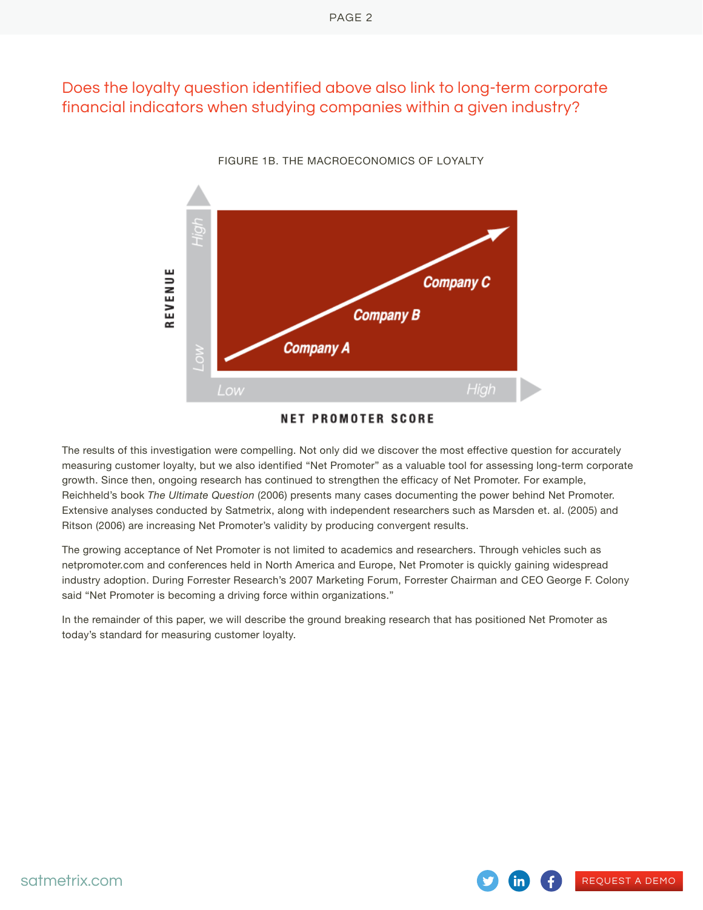## Does the loyalty question identified above also link to long-term corporate financial indicators when studying companies within a given industry?

FIGURE 1B. THE MACROECONOMICS OF LOYALTY

The results of this investigation were compelling. Not only did we discover the most effective question for accurately measuring customer loyalty, but we also identified "Net Promoter" as a valuable tool for assessing long-term corporate growth. Since then, ongoing research has continued to strengthen the efficacy of Net Promoter. For example, Reichheld's book *The Ultimate Question* (2006) presents many cases documenting the power behind Net Promoter. Extensive analyses conducted by Satmetrix, along with independent researchers such as Marsden et. al. (2005) and Ritson (2006) are increasing Net Promoter's validity by producing convergent results.

The growing acceptance of Net Promoter is not limited to academics and researchers. Through vehicles such as netpromoter.com and conferences held in North America and Europe, Net Promoter is quickly gaining widespread industry adoption. During Forrester Research's 2007 Marketing Forum, Forrester Chairman and CEO George F. Colony said "Net Promoter is becoming a driving force within organizations."

In the remainder of this paper, we will describe the ground breaking research that has positioned Net Promoter as today's standard for measuring customer loyalty.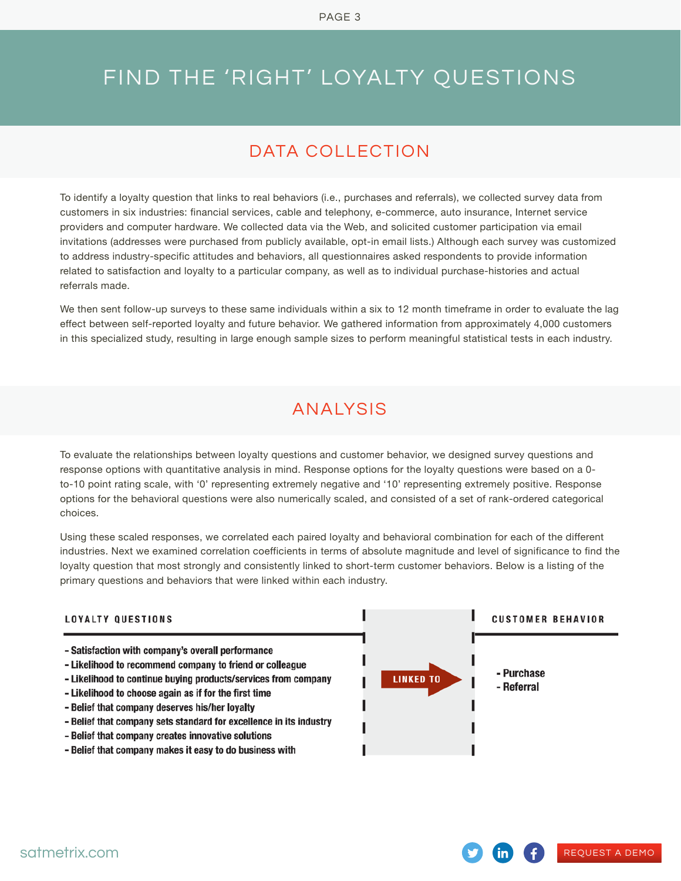# FIND THE 'RIGHT' LOYALTY QUESTIONS

## DATA COLLECTION

To identify a loyalty question that links to real behaviors (i.e., purchases and referrals), we collected survey data from customers in six industries: financial services, cable and telephony, e-commerce, auto insurance, Internet service providers and computer hardware. We collected data via the Web, and solicited customer participation via email invitations (addresses were purchased from publicly available, opt-in email lists.) Although each survey was customized to address industry-specific attitudes and behaviors, all questionnaires asked respondents to provide information related to satisfaction and loyalty to a particular company, as well as to individual purchase-histories and actual referrals made.

We then sent follow-up surveys to these same individuals within a six to 12 month timeframe in order to evaluate the lag effect between self-reported loyalty and future behavior. We gathered information from approximately 4,000 customers in this specialized study, resulting in large enough sample sizes to perform meaningful statistical tests in each industry.

## ANALYSIS

To evaluate the relationships between loyalty questions and customer behavior, we designed survey questions and response options with quantitative analysis in mind. Response options for the loyalty questions were based on a 0-to-10 point rating scale, with '0' representing extremely negative and '10' representing extremely positive. Response options for the behavioral questions were also numerically scaled, and consisted of a set of rank-ordered categorical choices.

Using these scaled responses, we correlated each paired loyalty and behavioral combination for each of the different industries. Next we examined correlation coefficients in terms of absolute magnitude and level of significance to find the loyalty question that most strongly and consistently linked to short-term customer behaviors. Below is a listing of the primary questions and behaviors that were linked within each industry.

| LOYALTY QUESTIONS | | CUSTOMER BEHAVIOR |
|---|---|---|
| - Satisfaction with company's overall performance<br>- Likelihood to recommend company to friend or colleague<br>- Likelihood to continue buying products/services from company<br>- Likelihood to choose again as if for the first time<br>- Belief that company deserves his/her loyalty<br>- Belief that company sets standard for excellence in its industry<br>- Belief that company creates innovative solutions<br>- Belief that company makes it easy to do business with | LINKED TO | - Purchase<br>- Referral |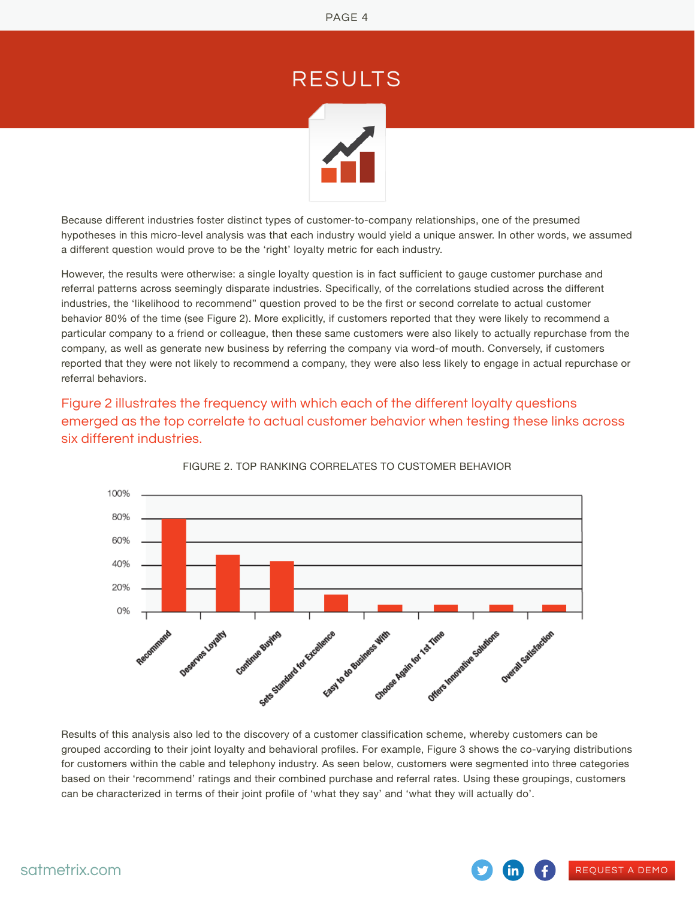# RESULTS

Because different industries foster distinct types of customer-to-company relationships, one of the presumed hypotheses in this micro-level analysis was that each industry would yield a unique answer. In other words, we assumed a different question would prove to be the 'right' loyalty metric for each industry.

However, the results were otherwise: a single loyalty question is in fact sufficient to gauge customer purchase and referral patterns across seemingly disparate industries. Specifically, of the correlations studied across the different industries, the 'likelihood to recommend" question proved to be the first or second correlate to actual customer behavior 80% of the time (see Figure 2). More explicitly, if customers reported that they were likely to recommend a particular company to a friend or colleague, then these same customers were also likely to actually repurchase from the company, as well as generate new business by referring the company via word-of mouth. Conversely, if customers reported that they were not likely to recommend a company, they were also less likely to engage in actual repurchase or referral behaviors.

Figure 2 illustrates the frequency with which each of the different loyalty questions emerged as the top correlate to actual customer behavior when testing these links across six different industries.

FIGURE 2. TOP RANKING CORRELATES TO CUSTOMER BEHAVIOR

Results of this analysis also led to the discovery of a customer classification scheme, whereby customers can be grouped according to their joint loyalty and behavioral profiles. For example, Figure 3 shows the co-varying distributions for customers within the cable and telephony industry. As seen below, customers were segmented into three categories based on their 'recommend' ratings and their combined purchase and referral rates. Using these groupings, customers can be characterized in terms of their joint profile of 'what they say' and 'what they will actually do'.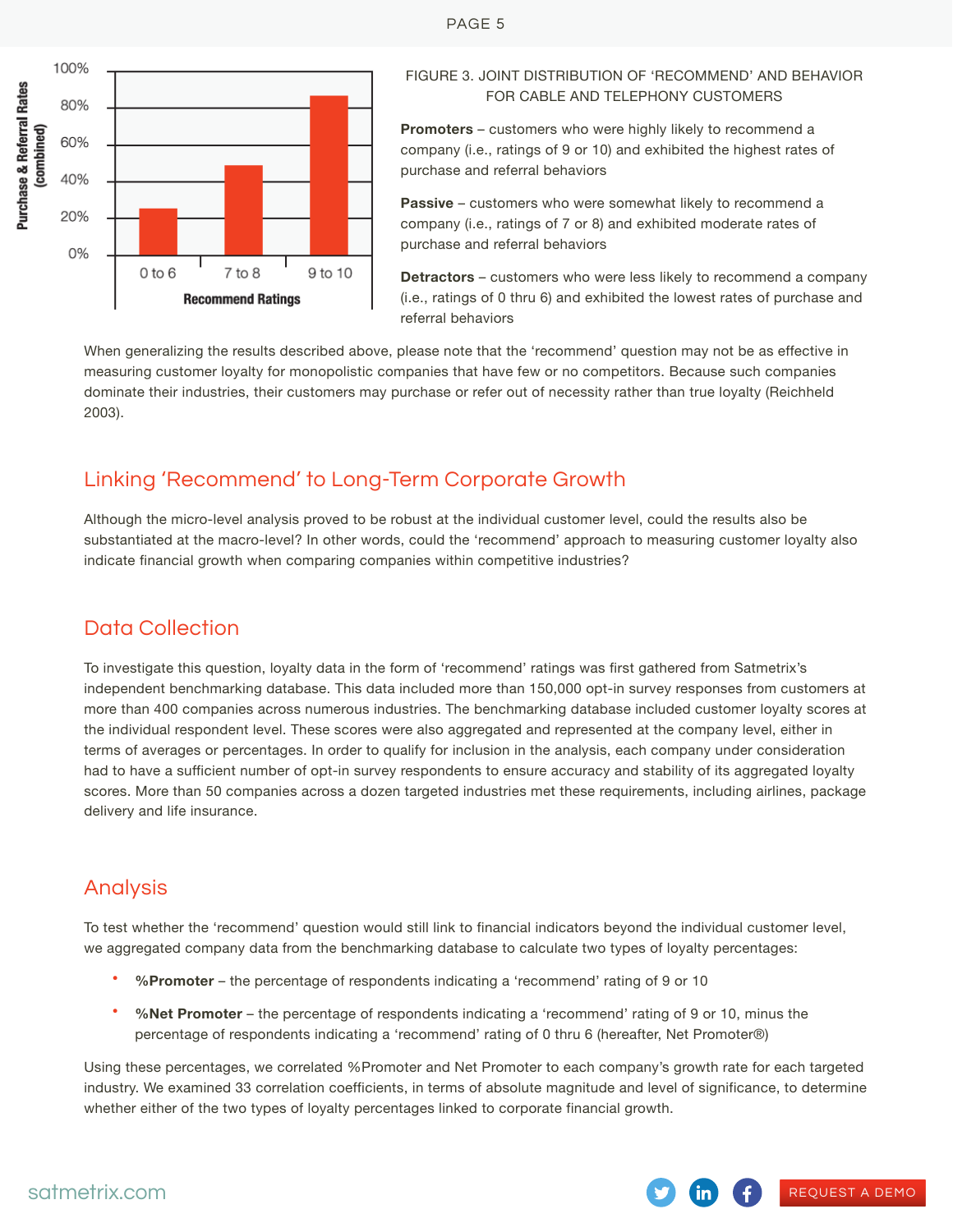FIGURE 3. JOINT DISTRIBUTION OF 'RECOMMEND' AND BEHAVIOR FOR CABLE AND TELEPHONY CUSTOMERS

**Promoters** – customers who were highly likely to recommend a company (i.e., ratings of 9 or 10) and exhibited the highest rates of purchase and referral behaviors

**Passive** – customers who were somewhat likely to recommend a company (i.e., ratings of 7 or 8) and exhibited moderate rates of purchase and referral behaviors

**Detractors** – customers who were less likely to recommend a company (i.e., ratings of 0 thru 6) and exhibited the lowest rates of purchase and referral behaviors

When generalizing the results described above, please note that the 'recommend' question may not be as effective in measuring customer loyalty for monopolistic companies that have few or no competitors. Because such companies dominate their industries, their customers may purchase or refer out of necessity rather than true loyalty (Reichheld 2003).

## Linking 'Recommend' to Long-Term Corporate Growth

Although the micro-level analysis proved to be robust at the individual customer level, could the results also be substantiated at the macro-level? In other words, could the 'recommend' approach to measuring customer loyalty also indicate financial growth when comparing companies within competitive industries?

## Data Collection

To investigate this question, loyalty data in the form of 'recommend' ratings was first gathered from Satmetrix's independent benchmarking database. This data included more than 150,000 opt-in survey responses from customers at more than 400 companies across numerous industries. The benchmarking database included customer loyalty scores at the individual respondent level. These scores were also aggregated and represented at the company level, either in terms of averages or percentages. In order to qualify for inclusion in the analysis, each company under consideration had to have a sufficient number of opt-in survey respondents to ensure accuracy and stability of its aggregated loyalty scores. More than 50 companies across a dozen targeted industries met these requirements, including airlines, package delivery and life insurance.

## Analysis

To test whether the 'recommend' question would still link to financial indicators beyond the individual customer level, we aggregated company data from the benchmarking database to calculate two types of loyalty percentages:

- **%Promoter** – the percentage of respondents indicating a 'recommend' rating of 9 or 10
- **%Net Promoter** – the percentage of respondents indicating a 'recommend' rating of 9 or 10, minus the percentage of respondents indicating a 'recommend' rating of 0 thru 6 (hereafter, Net Promoter®)

Using these percentages, we correlated %Promoter and Net Promoter to each company's growth rate for each targeted industry. We examined 33 correlation coefficients, in terms of absolute magnitude and level of significance, to determine whether either of the two types of loyalty percentages linked to corporate financial growth.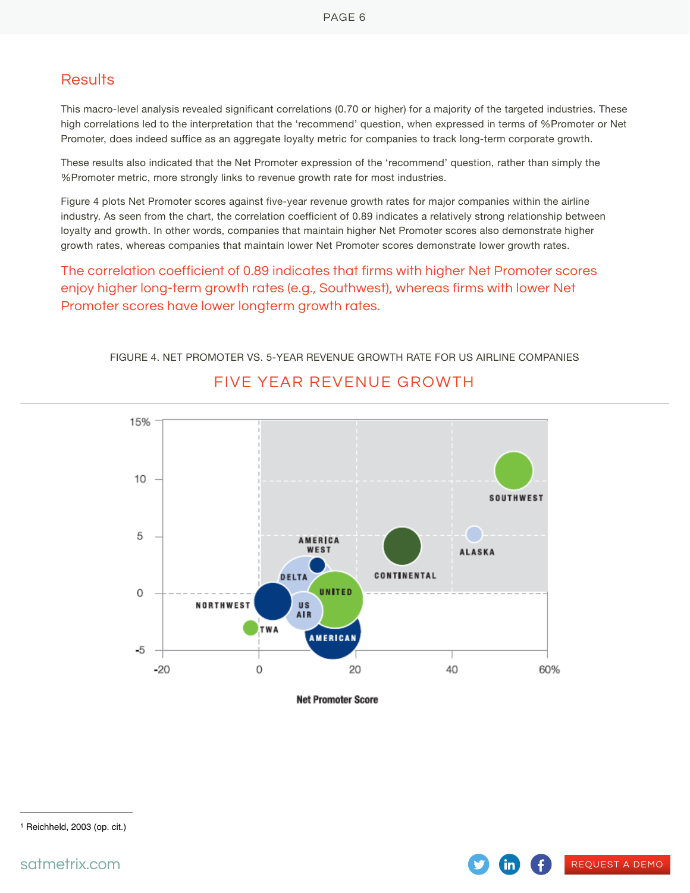## Results

This macro-level analysis revealed significant correlations (0.70 or higher) for a majority of the targeted industries. These high correlations led to the interpretation that the 'recommend' question, when expressed in terms of %Promoter or Net Promoter, does indeed suffice as an aggregate loyalty metric for companies to track long-term corporate growth.

These results also indicated that the Net Promoter expression of the 'recommend' question, rather than simply the %Promoter metric, more strongly links to revenue growth rate for most industries.

Figure 4 plots Net Promoter scores against five-year revenue growth rates for major companies within the airline industry. As seen from the chart, the correlation coefficient of 0.89 indicates a relatively strong relationship between loyalty and growth. In other words, companies that maintain higher Net Promoter scores also demonstrate higher growth rates, whereas companies that maintain lower Net Promoter scores demonstrate lower growth rates.

> The correlation coefficient of 0.89 indicates that firms with higher Net Promoter scores enjoy higher long-term growth rates (e.g., Southwest), whereas firms with lower Net Promoter scores have lower longterm growth rates.

FIGURE 4. NET PROMOTER VS. 5-YEAR REVENUE GROWTH RATE FOR US AIRLINE COMPANIES

FIVE YEAR REVENUE GROWTH

15%, 10, 5, 0, -5

SOUTHWEST, ALASKA, CONTINENTAL, AMERICA WEST, DELTA, UNITED, NORTHWEST, US AIR, TWA, AMERICAN

-20, 0, 20, 40, 60%

Net Promoter Score

---

[1] Reichheld, 2003 (op. cit.)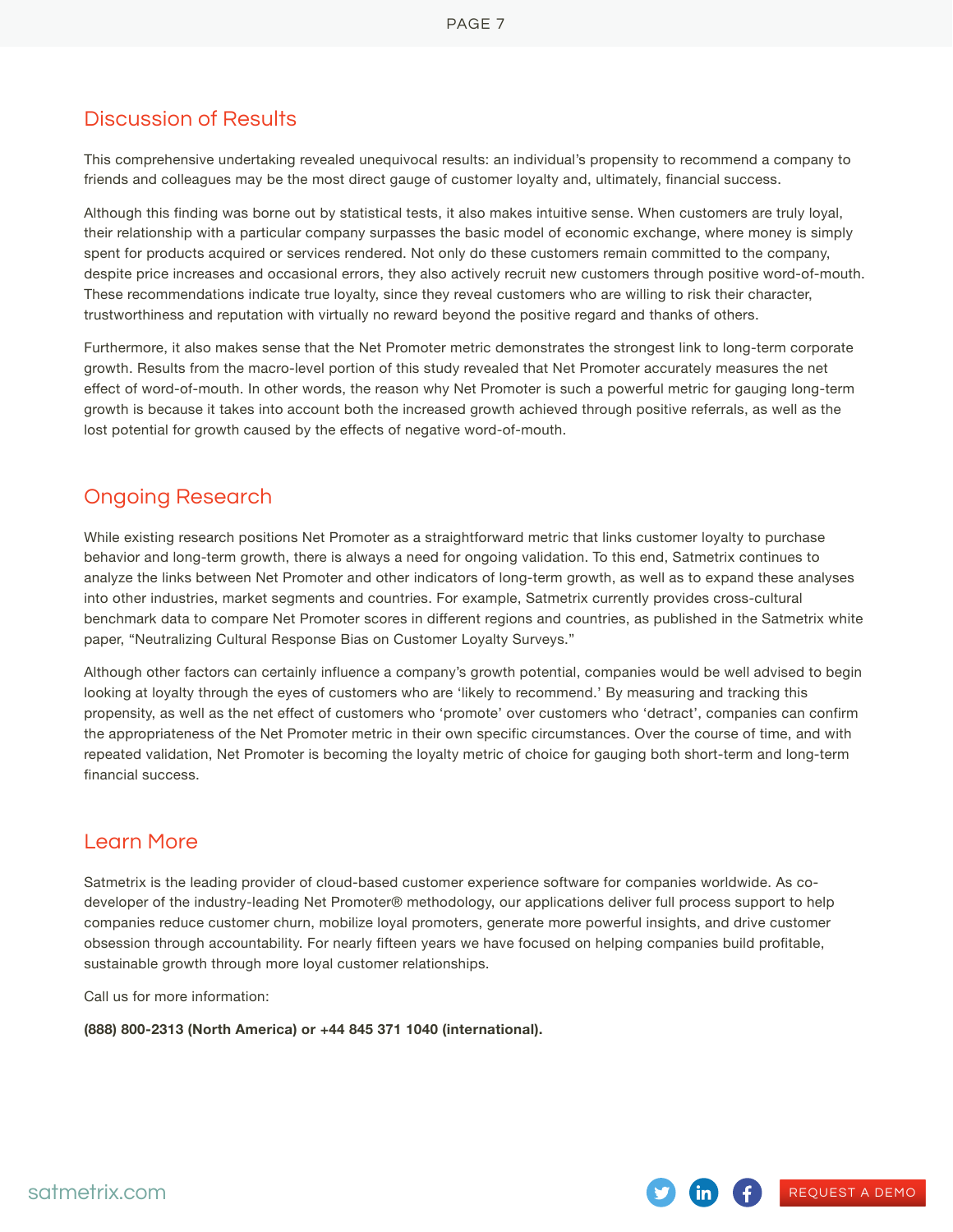## Discussion of Results

This comprehensive undertaking revealed unequivocal results: an individual's propensity to recommend a company to friends and colleagues may be the most direct gauge of customer loyalty and, ultimately, financial success.

Although this finding was borne out by statistical tests, it also makes intuitive sense. When customers are truly loyal, their relationship with a particular company surpasses the basic model of economic exchange, where money is simply spent for products acquired or services rendered. Not only do these customers remain committed to the company, despite price increases and occasional errors, they also actively recruit new customers through positive word-of-mouth. These recommendations indicate true loyalty, since they reveal customers who are willing to risk their character, trustworthiness and reputation with virtually no reward beyond the positive regard and thanks of others.

Furthermore, it also makes sense that the Net Promoter metric demonstrates the strongest link to long-term corporate growth. Results from the macro-level portion of this study revealed that Net Promoter accurately measures the net effect of word-of-mouth. In other words, the reason why Net Promoter is such a powerful metric for gauging long-term growth is because it takes into account both the increased growth achieved through positive referrals, as well as the lost potential for growth caused by the effects of negative word-of-mouth.

## Ongoing Research

While existing research positions Net Promoter as a straightforward metric that links customer loyalty to purchase behavior and long-term growth, there is always a need for ongoing validation. To this end, Satmetrix continues to analyze the links between Net Promoter and other indicators of long-term growth, as well as to expand these analyses into other industries, market segments and countries. For example, Satmetrix currently provides cross-cultural benchmark data to compare Net Promoter scores in different regions and countries, as published in the Satmetrix white paper, "Neutralizing Cultural Response Bias on Customer Loyalty Surveys."

Although other factors can certainly influence a company's growth potential, companies would be well advised to begin looking at loyalty through the eyes of customers who are 'likely to recommend.' By measuring and tracking this propensity, as well as the net effect of customers who 'promote' over customers who 'detract', companies can confirm the appropriateness of the Net Promoter metric in their own specific circumstances. Over the course of time, and with repeated validation, Net Promoter is becoming the loyalty metric of choice for gauging both short-term and long-term financial success.

## Learn More

Satmetrix is the leading provider of cloud-based customer experience software for companies worldwide. As co-developer of the industry-leading Net Promoter® methodology, our applications deliver full process support to help companies reduce customer churn, mobilize loyal promoters, generate more powerful insights, and drive customer obsession through accountability. For nearly fifteen years we have focused on helping companies build profitable, sustainable growth through more loyal customer relationships.

Call us for more information:

**(888) 800-2313 (North America) or +44 845 371 1040 (international).**

satmetrix.com

REQUEST A DEMO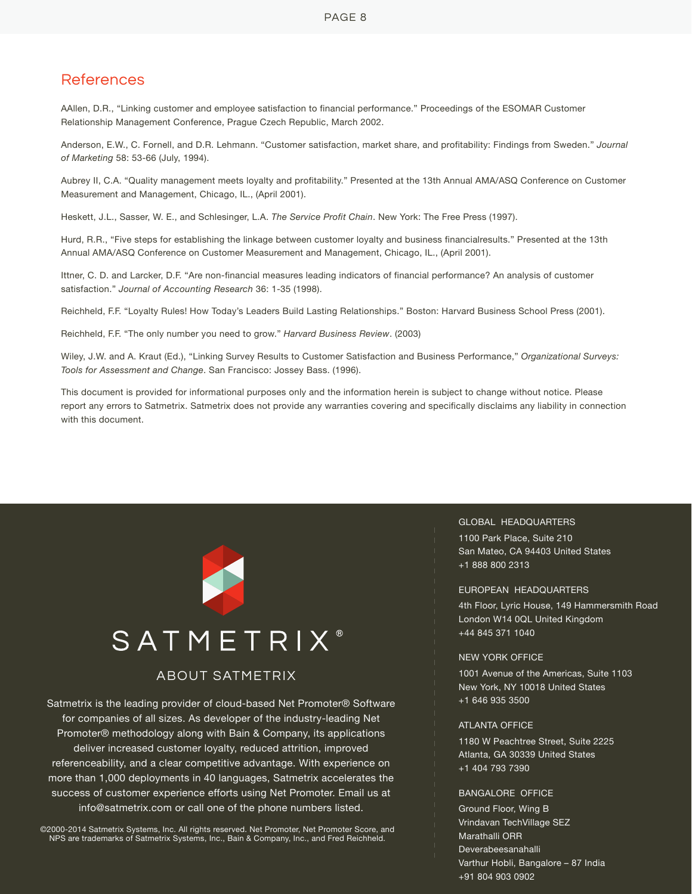## References

AAllen, D.R., "Linking customer and employee satisfaction to financial performance." Proceedings of the ESOMAR Customer Relationship Management Conference, Prague Czech Republic, March 2002.

Anderson, E.W., C. Fornell, and D.R. Lehmann. "Customer satisfaction, market share, and profitability: Findings from Sweden." *Journal of Marketing* 58: 53-66 (July, 1994).

Aubrey II, C.A. "Quality management meets loyalty and profitability." Presented at the 13th Annual AMA/ASQ Conference on Customer Measurement and Management, Chicago, IL., (April 2001).

Heskett, J.L., Sasser, W. E., and Schlesinger, L.A. *The Service Profit Chain*. New York: The Free Press (1997).

Hurd, R.R., "Five steps for establishing the linkage between customer loyalty and business financialresults." Presented at the 13th Annual AMA/ASQ Conference on Customer Measurement and Management, Chicago, IL., (April 2001).

Ittner, C. D. and Larcker, D.F. "Are non-financial measures leading indicators of financial performance? An analysis of customer satisfaction." *Journal of Accounting Research* 36: 1-35 (1998).

Reichheld, F.F. "Loyalty Rules! How Today's Leaders Build Lasting Relationships." Boston: Harvard Business School Press (2001).

Reichheld, F.F. "The only number you need to grow." *Harvard Business Review*. (2003)

Wiley, J.W. and A. Kraut (Ed.), "Linking Survey Results to Customer Satisfaction and Business Performance," *Organizational Surveys: Tools for Assessment and Change*. San Francisco: Jossey Bass. (1996).

This document is provided for informational purposes only and the information herein is subject to change without notice. Please report any errors to Satmetrix. Satmetrix does not provide any warranties covering and specifically disclaims any liability in connection with this document.

SATMETRIX®

### ABOUT SATMETRIX

Satmetrix is the leading provider of cloud-based Net Promoter® Software for companies of all sizes. As developer of the industry-leading Net Promoter® methodology along with Bain & Company, its applications deliver increased customer loyalty, reduced attrition, improved referenceability, and a clear competitive advantage. With experience on more than 1,000 deployments in 40 languages, Satmetrix accelerates the success of customer experience efforts using Net Promoter. Email us at info@satmetrix.com or call one of the phone numbers listed.

©2000-2014 Satmetrix Systems, Inc. All rights reserved. Net Promoter, Net Promoter Score, and NPS are trademarks of Satmetrix Systems, Inc., Bain & Company, Inc., and Fred Reichheld.

**GLOBAL HEADQUARTERS**
1100 Park Place, Suite 210
San Mateo, CA 94403 United States
+1 888 800 2313

**EUROPEAN HEADQUARTERS**
4th Floor, Lyric House, 149 Hammersmith Road
London W14 0QL United Kingdom
+44 845 371 1040

**NEW YORK OFFICE**
1001 Avenue of the Americas, Suite 1103
New York, NY 10018 United States
+1 646 935 3500

**ATLANTA OFFICE**
1180 W Peachtree Street, Suite 2225
Atlanta, GA 30339 United States
+1 404 793 7390

**BANGALORE OFFICE**
Ground Floor, Wing B
Vrindavan TechVillage SEZ
Marathalli ORR
Deverabeesanahalli
Varthur Hobli, Bangalore – 87 India
+91 804 903 0902